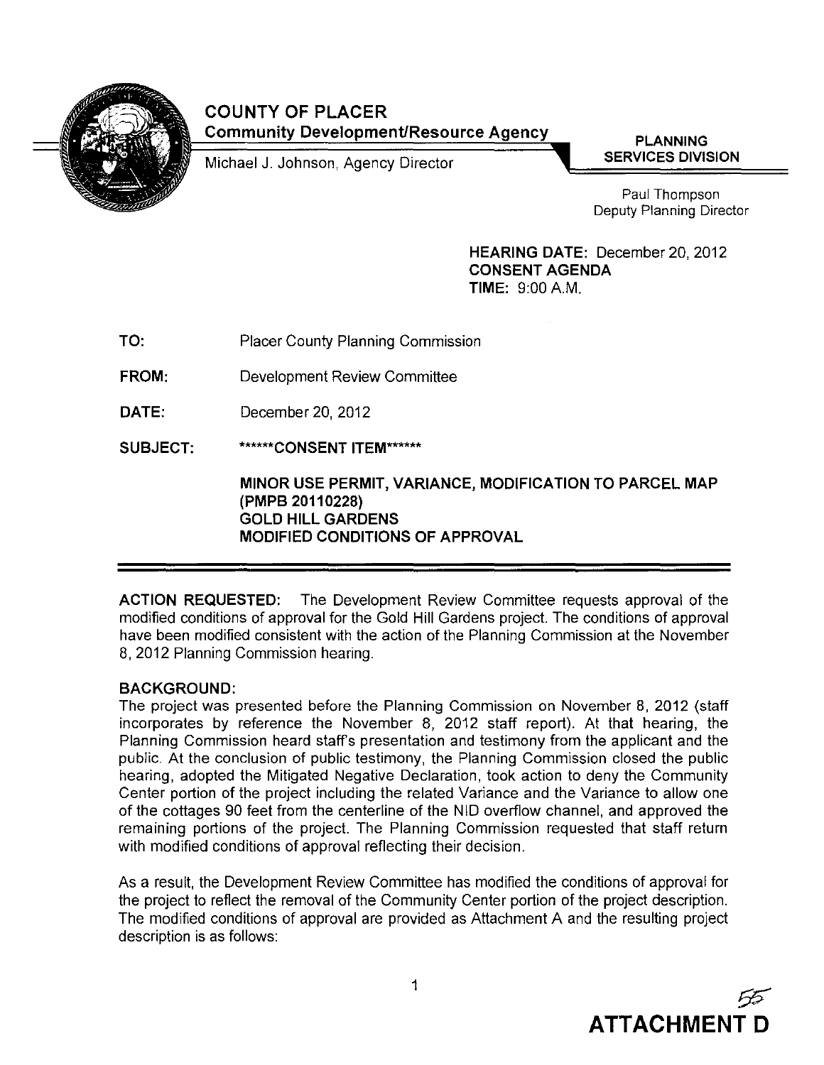# COUNTY OF PLACER

**Community Development/Resource Agency**

Michael J. Johnson, Agency Director

**PLANNING SERVICES DIVISION**

Paul Thompson
Deputy Planning Director

**HEARING DATE:** December 20, 2012
**CONSENT AGENDA**
**TIME:** 9:00 A.M.

**TO:** Placer County Planning Commission

**FROM:** Development Review Committee

**DATE:** December 20, 2012

**SUBJECT:** ******CONSENT ITEM******

**MINOR USE PERMIT, VARIANCE, MODIFICATION TO PARCEL MAP (PMPB 20110228)**
**GOLD HILL GARDENS**
**MODIFIED CONDITIONS OF APPROVAL**

---

**ACTION REQUESTED:** The Development Review Committee requests approval of the modified conditions of approval for the Gold Hill Gardens project. The conditions of approval have been modified consistent with the action of the Planning Commission at the November 8, 2012 Planning Commission hearing.

**BACKGROUND:**
The project was presented before the Planning Commission on November 8, 2012 (staff incorporates by reference the November 8, 2012 staff report). At that hearing, the Planning Commission heard staff's presentation and testimony from the applicant and the public. At the conclusion of public testimony, the Planning Commission closed the public hearing, adopted the Mitigated Negative Declaration, took action to deny the Community Center portion of the project including the related Variance and the Variance to allow one of the cottages 90 feet from the centerline of the NID overflow channel, and approved the remaining portions of the project. The Planning Commission requested that staff return with modified conditions of approval reflecting their decision.

As a result, the Development Review Committee has modified the conditions of approval for the project to reflect the removal of the Community Center portion of the project description. The modified conditions of approval are provided as Attachment A and the resulting project description is as follows:

**ATTACHMENT D**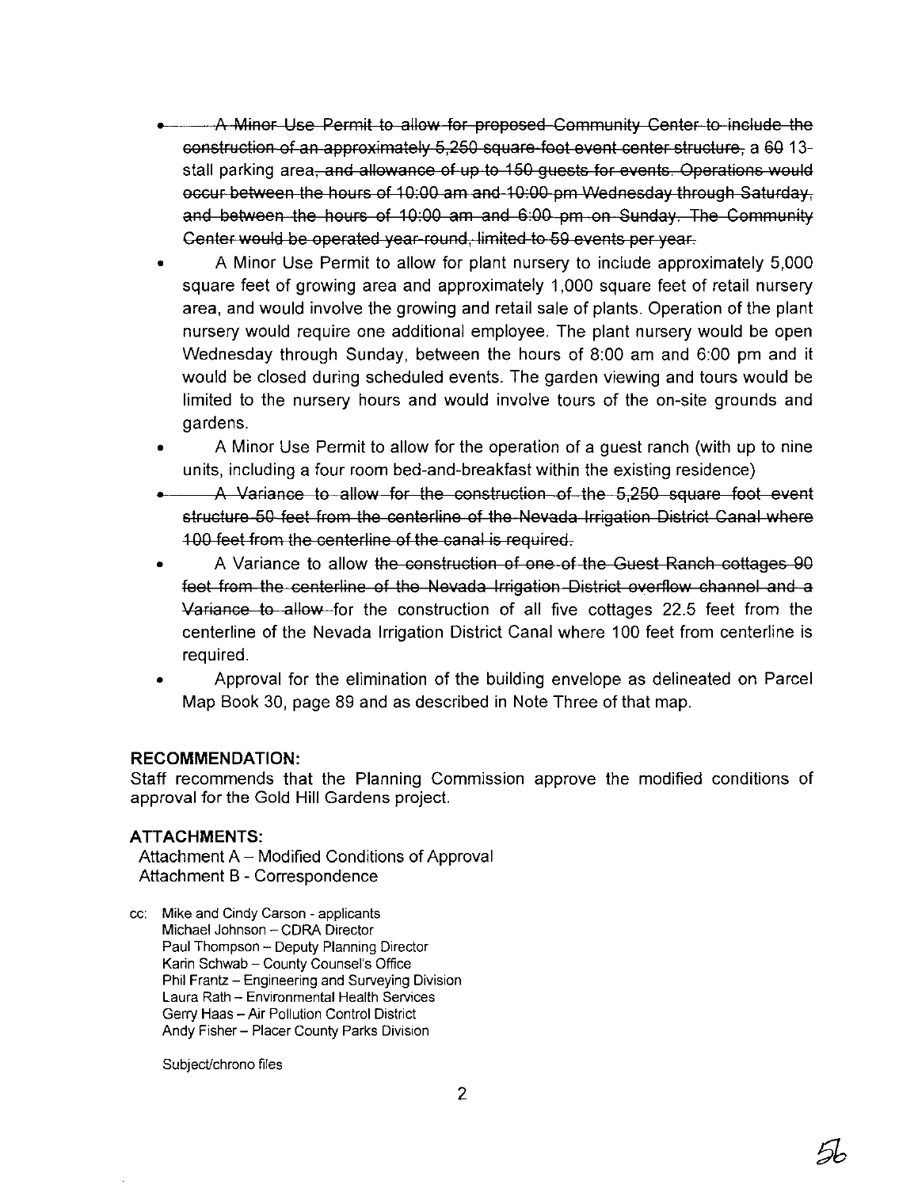- ~~A Minor Use Permit to allow for proposed Community Center to include the construction of an approximately 5,250 square-foot event center structure,~~ a ~~60~~ 13-stall parking area~~, and allowance of up to 150 guests for events. Operations would occur between the hours of 10:00 am and 10:00 pm Wednesday through Saturday, and between the hours of 10:00 am and 6:00 pm on Sunday. The Community Center would be operated year-round, limited to 59 events per year.~~
- A Minor Use Permit to allow for plant nursery to include approximately 5,000 square feet of growing area and approximately 1,000 square feet of retail nursery area, and would involve the growing and retail sale of plants. Operation of the plant nursery would require one additional employee. The plant nursery would be open Wednesday through Sunday, between the hours of 8:00 am and 6:00 pm and it would be closed during scheduled events. The garden viewing and tours would be limited to the nursery hours and would involve tours of the on-site grounds and gardens.
- A Minor Use Permit to allow for the operation of a guest ranch (with up to nine units, including a four room bed-and-breakfast within the existing residence)
- ~~A Variance to allow for the construction of the 5,250 square foot event structure 50 feet from the centerline of the Nevada Irrigation District Canal where 100 feet from the centerline of the canal is required.~~
- A Variance to allow ~~the construction of one of the Guest Ranch cottages 90 feet from the centerline of the Nevada Irrigation District overflow channel and a Variance to allow~~ for the construction of all five cottages 22.5 feet from the centerline of the Nevada Irrigation District Canal where 100 feet from centerline is required.
- Approval for the elimination of the building envelope as delineated on Parcel Map Book 30, page 89 and as described in Note Three of that map.

**RECOMMENDATION:**

Staff recommends that the Planning Commission approve the modified conditions of approval for the Gold Hill Gardens project.

**ATTACHMENTS:**

Attachment A – Modified Conditions of Approval
Attachment B - Correspondence

cc: Mike and Cindy Carson - applicants
Michael Johnson – CDRA Director
Paul Thompson – Deputy Planning Director
Karin Schwab – County Counsel's Office
Phil Frantz – Engineering and Surveying Division
Laura Rath – Environmental Health Services
Gerry Haas – Air Pollution Control District
Andy Fisher – Placer County Parks Division

Subject/chrono files